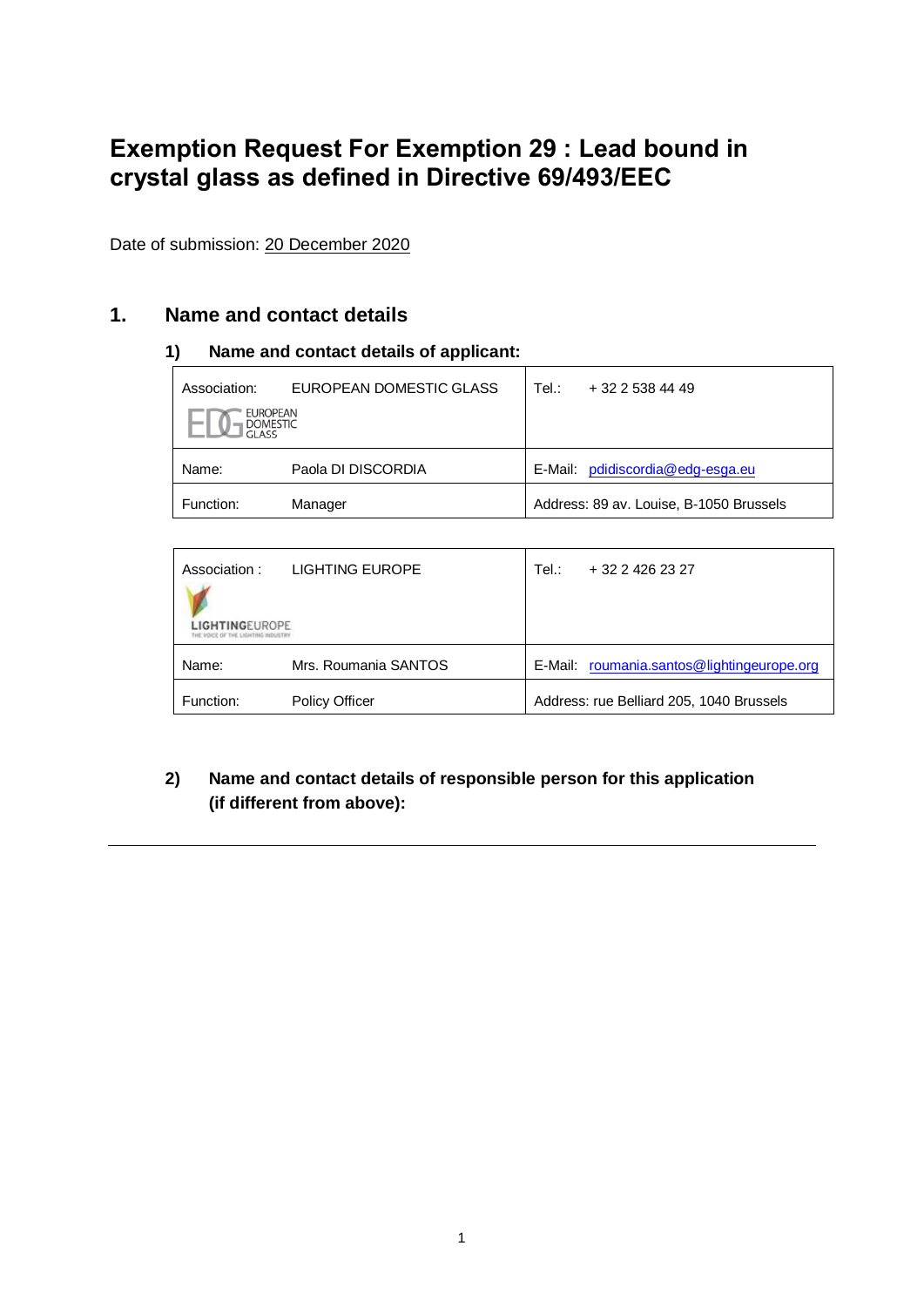# Exemption Request For Exemption 29 : Lead bound in crystal glass as defined in Directive 69/493/EEC

Date of submission: 20 December 2020

## 1. Name and contact details

### 1) Name and contact details of applicant:

| Association: EUROPEAN DOMESTIC GLASS | Tel.: + 32 2 538 44 49 |
|---|---|
| Name: Paola DI DISCORDIA | E-Mail: pdidiscordia@edg-esga.eu |
| Function: Manager | Address: 89 av. Louise, B-1050 Brussels |

| Association : LIGHTING EUROPE | Tel.: + 32 2 426 23 27 |
|---|---|
| Name: Mrs. Roumania SANTOS | E-Mail: roumania.santos@lightingeurope.org |
| Function: Policy Officer | Address: rue Belliard 205, 1040 Brussels |

### 2) Name and contact details of responsible person for this application (if different from above):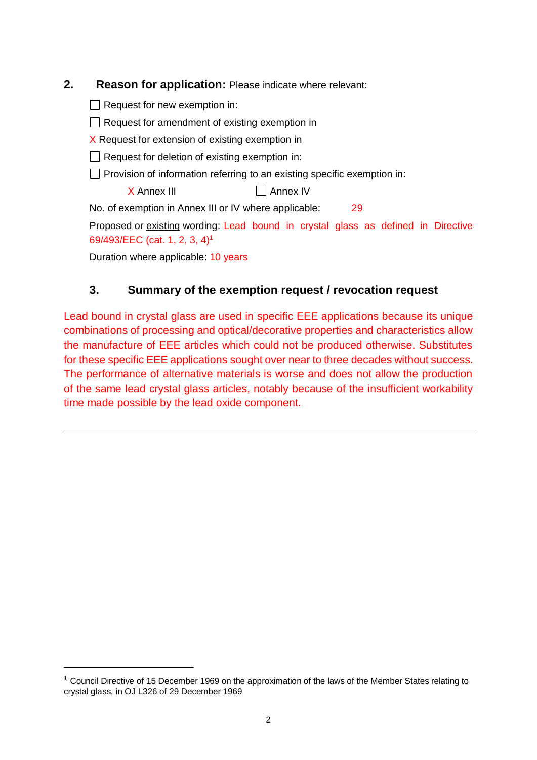## 2. Reason for application: Please indicate where relevant:

☐ Request for new exemption in:

☐ Request for amendment of existing exemption in

X Request for extension of existing exemption in

☐ Request for deletion of existing exemption in:

☐ Provision of information referring to an existing specific exemption in:

X Annex III ☐ Annex IV

No. of exemption in Annex III or IV where applicable: 29

Proposed or <u>existing</u> wording: Lead bound in crystal glass as defined in Directive 69/493/EEC (cat. 1, 2, 3, 4)[1]

Duration where applicable: 10 years

## 3. Summary of the exemption request / revocation request

Lead bound in crystal glass are used in specific EEE applications because its unique combinations of processing and optical/decorative properties and characteristics allow the manufacture of EEE articles which could not be produced otherwise. Substitutes for these specific EEE applications sought over near to three decades without success. The performance of alternative materials is worse and does not allow the production of the same lead crystal glass articles, notably because of the insufficient workability time made possible by the lead oxide component.

---

[1] Council Directive of 15 December 1969 on the approximation of the laws of the Member States relating to crystal glass, in OJ L326 of 29 December 1969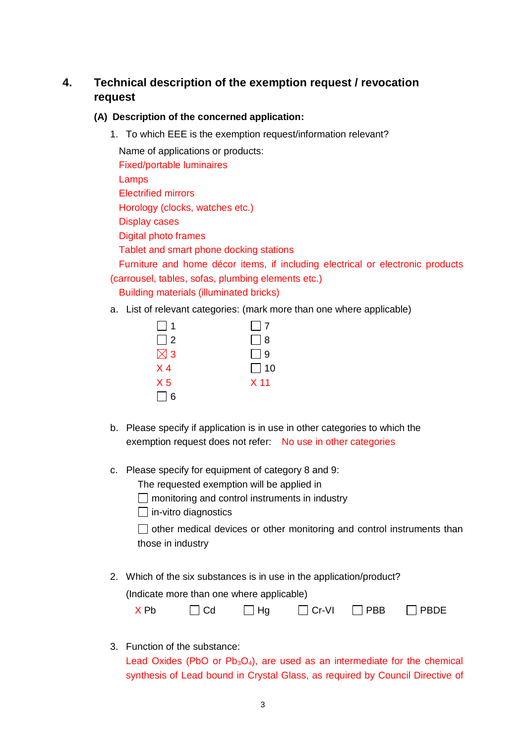## 4. Technical description of the exemption request / revocation request

### (A) Description of the concerned application:

1. To which EEE is the exemption request/information relevant?

   Name of applications or products:
   Fixed/portable luminaires
   Lamps
   Electrified mirrors
   Horology (clocks, watches etc.)
   Display cases
   Digital photo frames
   Tablet and smart phone docking stations
   Furniture and home décor items, if including electrical or electronic products (carrousel, tables, sofas, plumbing elements etc.)
   Building materials (illuminated bricks)

   a. List of relevant categories: (mark more than one where applicable)

   | | |
   |---|---|
   | ☐ 1 | ☐ 7 |
   | ☐ 2 | ☐ 8 |
   | ☒ 3 | ☐ 9 |
   | X 4 | ☐ 10 |
   | X 5 | X 11 |
   | ☐ 6 | |

   b. Please specify if application is in use in other categories to which the exemption request does not refer: No use in other categories

   c. Please specify for equipment of category 8 and 9:
      The requested exemption will be applied in
      ☐ monitoring and control instruments in industry
      ☐ in-vitro diagnostics
      ☐ other medical devices or other monitoring and control instruments than those in industry

2. Which of the six substances is in use in the application/product?
   (Indicate more than one where applicable)
   X Pb ☐ Cd ☐ Hg ☐ Cr-VI ☐ PBB ☐ PBDE

3. Function of the substance:
   Lead Oxides (PbO or $Pb_3O_4$), are used as an intermediate for the chemical synthesis of Lead bound in Crystal Glass, as required by Council Directive of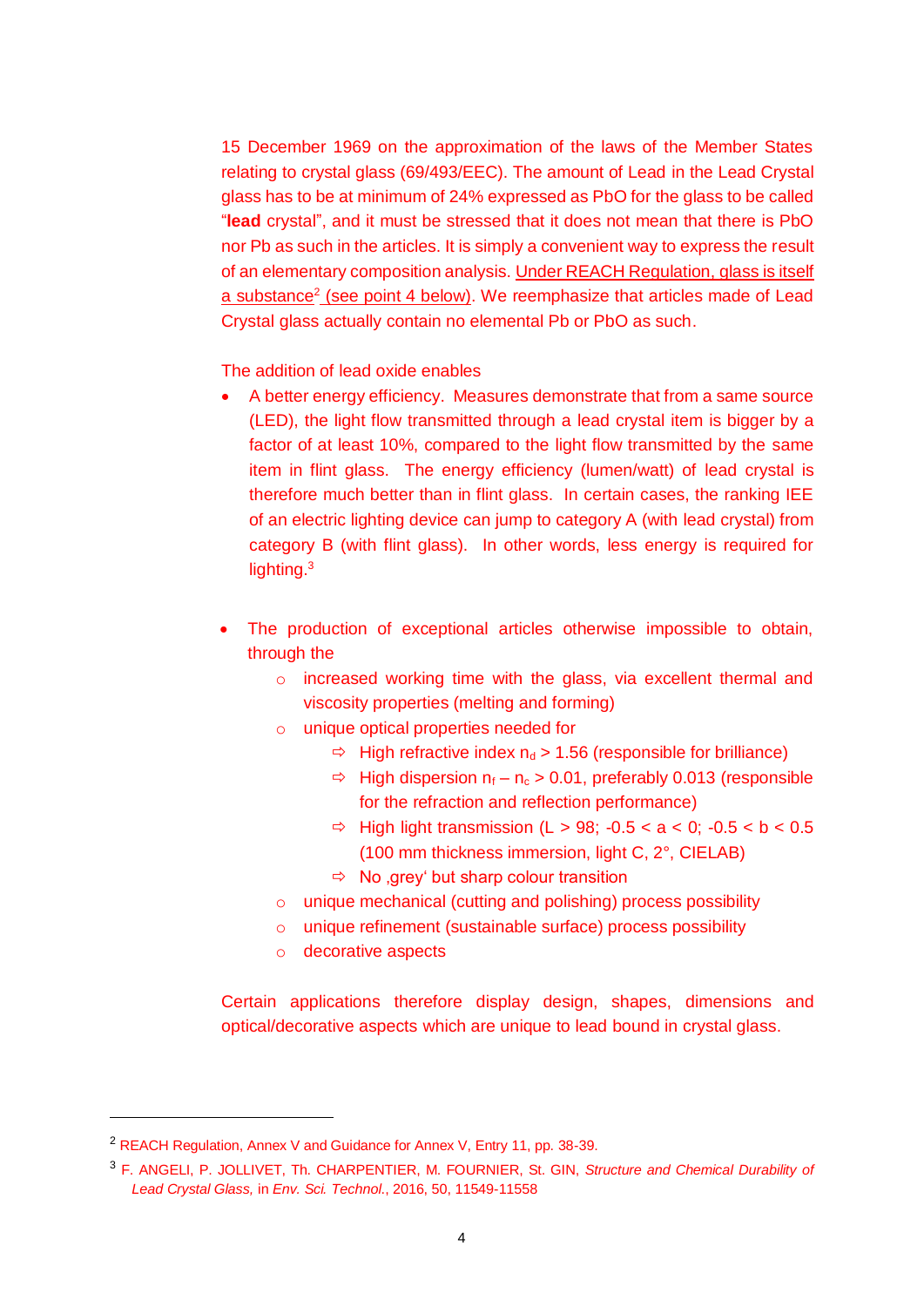15 December 1969 on the approximation of the laws of the Member States relating to crystal glass (69/493/EEC). The amount of Lead in the Lead Crystal glass has to be at minimum of 24% expressed as PbO for the glass to be called "**lead** crystal", and it must be stressed that it does not mean that there is PbO nor Pb as such in the articles. It is simply a convenient way to express the result of an elementary composition analysis. Under REACH Regulation, glass is itself a substance[2] (see point 4 below). We reemphasize that articles made of Lead Crystal glass actually contain no elemental Pb or PbO as such.

The addition of lead oxide enables

- A better energy efficiency. Measures demonstrate that from a same source (LED), the light flow transmitted through a lead crystal item is bigger by a factor of at least 10%, compared to the light flow transmitted by the same item in flint glass. The energy efficiency (lumen/watt) of lead crystal is therefore much better than in flint glass. In certain cases, the ranking IEE of an electric lighting device can jump to category A (with lead crystal) from category B (with flint glass). In other words, less energy is required for lighting.[3]

- The production of exceptional articles otherwise impossible to obtain, through the
  - increased working time with the glass, via excellent thermal and viscosity properties (melting and forming)
  - unique optical properties needed for
    - ⇨ High refractive index $n_d > 1.56$ (responsible for brilliance)
    - ⇨ High dispersion $n_f - n_c > 0.01$, preferably 0.013 (responsible for the refraction and reflection performance)
    - ⇨ High light transmission (L > 98; -0.5 < a < 0; -0.5 < b < 0.5 (100 mm thickness immersion, light C, 2°, CIELAB)
    - ⇨ No ‚grey' but sharp colour transition
  - unique mechanical (cutting and polishing) process possibility
  - unique refinement (sustainable surface) process possibility
  - decorative aspects

Certain applications therefore display design, shapes, dimensions and optical/decorative aspects which are unique to lead bound in crystal glass.

---

[2] REACH Regulation, Annex V and Guidance for Annex V, Entry 11, pp. 38-39.

[3] F. ANGELI, P. JOLLIVET, Th. CHARPENTIER, M. FOURNIER, St. GIN, *Structure and Chemical Durability of Lead Crystal Glass,* in *Env. Sci. Technol.*, 2016, 50, 11549-11558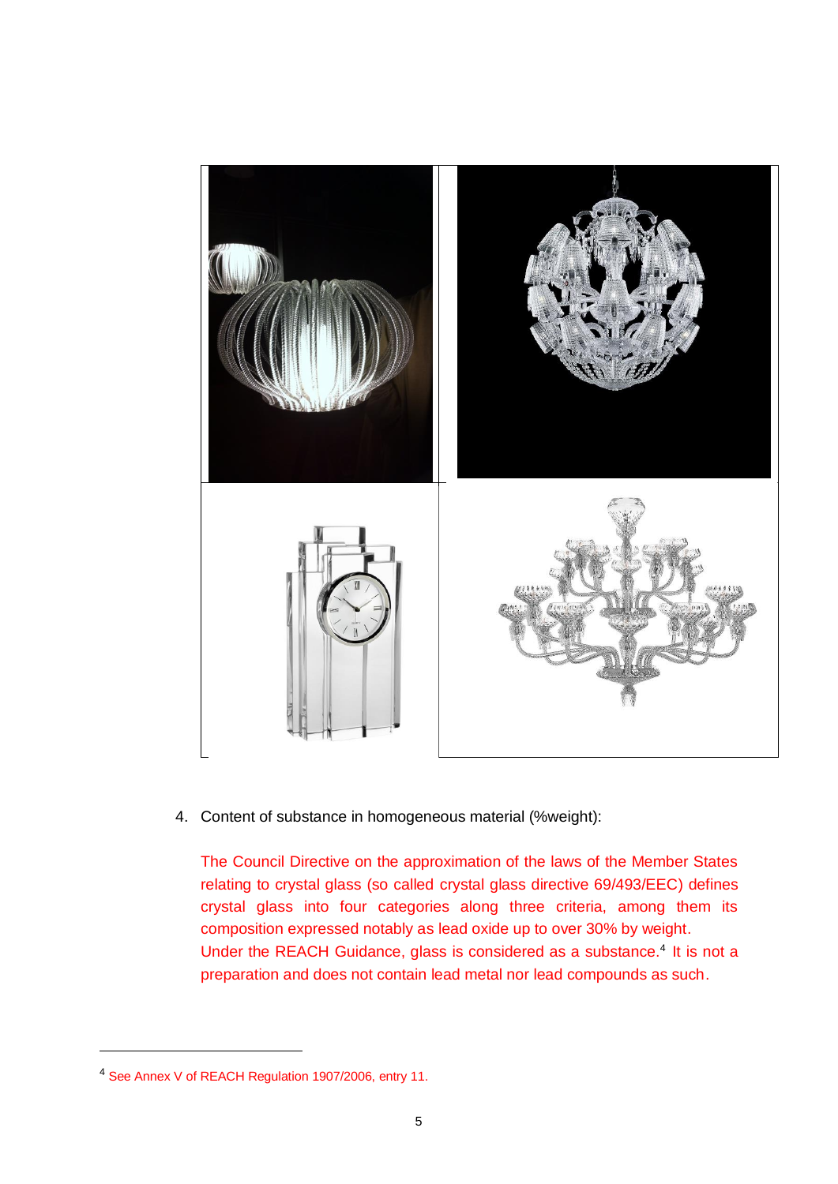4. Content of substance in homogeneous material (%weight):

   The Council Directive on the approximation of the laws of the Member States relating to crystal glass (so called crystal glass directive 69/493/EEC) defines crystal glass into four categories along three criteria, among them its composition expressed notably as lead oxide up to over 30% by weight.
   Under the REACH Guidance, glass is considered as a substance.[4] It is not a preparation and does not contain lead metal nor lead compounds as such.

[4] See Annex V of REACH Regulation 1907/2006, entry 11.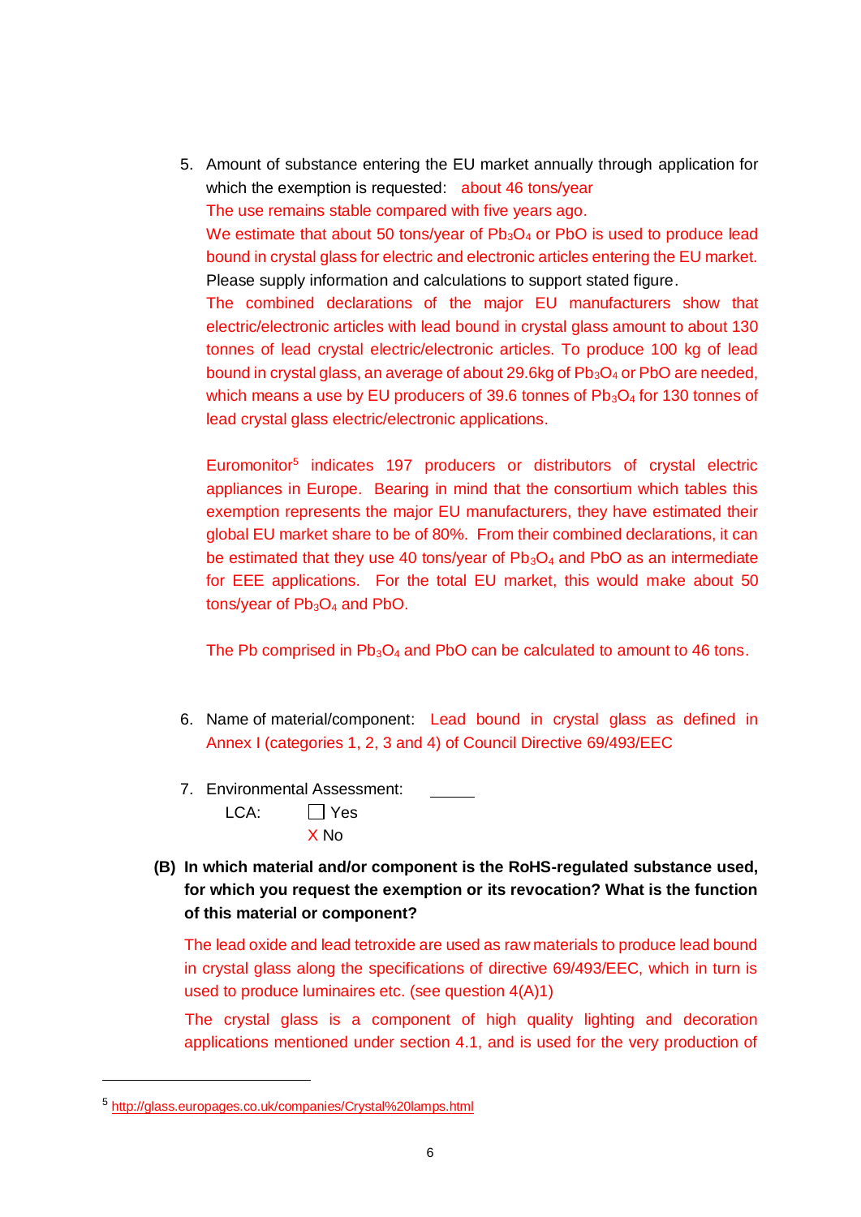5. Amount of substance entering the EU market annually through application for which the exemption is requested: about 46 tons/year

   The use remains stable compared with five years ago.

   We estimate that about 50 tons/year of $Pb_3O_4$ or PbO is used to produce lead bound in crystal glass for electric and electronic articles entering the EU market.

   Please supply information and calculations to support stated figure.

   The combined declarations of the major EU manufacturers show that electric/electronic articles with lead bound in crystal glass amount to about 130 tonnes of lead crystal electric/electronic articles. To produce 100 kg of lead bound in crystal glass, an average of about 29.6kg of $Pb_3O_4$ or PbO are needed, which means a use by EU producers of 39.6 tonnes of $Pb_3O_4$ for 130 tonnes of lead crystal glass electric/electronic applications.

   Euromonitor[5] indicates 197 producers or distributors of crystal electric appliances in Europe. Bearing in mind that the consortium which tables this exemption represents the major EU manufacturers, they have estimated their global EU market share to be of 80%. From their combined declarations, it can be estimated that they use 40 tons/year of $Pb_3O_4$ and PbO as an intermediate for EEE applications. For the total EU market, this would make about 50 tons/year of $Pb_3O_4$ and PbO.

   The Pb comprised in $Pb_3O_4$ and PbO can be calculated to amount to 46 tons.

6. Name of material/component: Lead bound in crystal glass as defined in Annex I (categories 1, 2, 3 and 4) of Council Directive 69/493/EEC

7. Environmental Assessment: \_\_\_\_\_

   LCA: ☐ Yes

   X No

**(B) In which material and/or component is the RoHS-regulated substance used, for which you request the exemption or its revocation? What is the function of this material or component?**

The lead oxide and lead tetroxide are used as raw materials to produce lead bound in crystal glass along the specifications of directive 69/493/EEC, which in turn is used to produce luminaires etc. (see question 4(A)1)

The crystal glass is a component of high quality lighting and decoration applications mentioned under section 4.1, and is used for the very production of

[5] http://glass.europages.co.uk/companies/Crystal%20lamps.html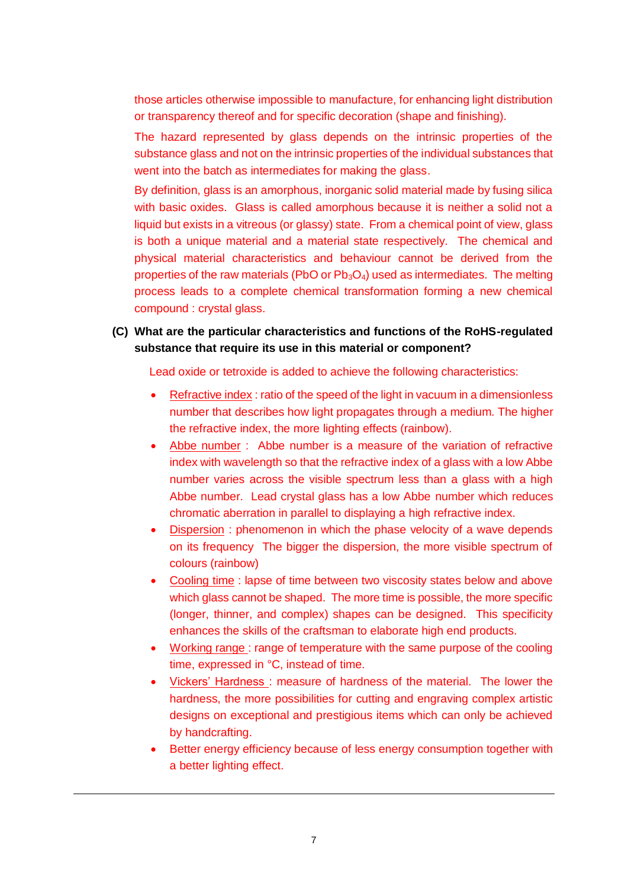those articles otherwise impossible to manufacture, for enhancing light distribution or transparency thereof and for specific decoration (shape and finishing).

The hazard represented by glass depends on the intrinsic properties of the substance glass and not on the intrinsic properties of the individual substances that went into the batch as intermediates for making the glass.

By definition, glass is an amorphous, inorganic solid material made by fusing silica with basic oxides. Glass is called amorphous because it is neither a solid not a liquid but exists in a vitreous (or glassy) state. From a chemical point of view, glass is both a unique material and a material state respectively. The chemical and physical material characteristics and behaviour cannot be derived from the properties of the raw materials (PbO or $Pb_3O_4$) used as intermediates. The melting process leads to a complete chemical transformation forming a new chemical compound : crystal glass.

**(C) What are the particular characteristics and functions of the RoHS-regulated substance that require its use in this material or component?**

Lead oxide or tetroxide is added to achieve the following characteristics:

- Refractive index : ratio of the speed of the light in vacuum in a dimensionless number that describes how light propagates through a medium. The higher the refractive index, the more lighting effects (rainbow).
- Abbe number : Abbe number is a measure of the variation of refractive index with wavelength so that the refractive index of a glass with a low Abbe number varies across the visible spectrum less than a glass with a high Abbe number. Lead crystal glass has a low Abbe number which reduces chromatic aberration in parallel to displaying a high refractive index.
- Dispersion : phenomenon in which the phase velocity of a wave depends on its frequency The bigger the dispersion, the more visible spectrum of colours (rainbow)
- Cooling time : lapse of time between two viscosity states below and above which glass cannot be shaped. The more time is possible, the more specific (longer, thinner, and complex) shapes can be designed. This specificity enhances the skills of the craftsman to elaborate high end products.
- Working range : range of temperature with the same purpose of the cooling time, expressed in °C, instead of time.
- Vickers' Hardness : measure of hardness of the material. The lower the hardness, the more possibilities for cutting and engraving complex artistic designs on exceptional and prestigious items which can only be achieved by handcrafting.
- Better energy efficiency because of less energy consumption together with a better lighting effect.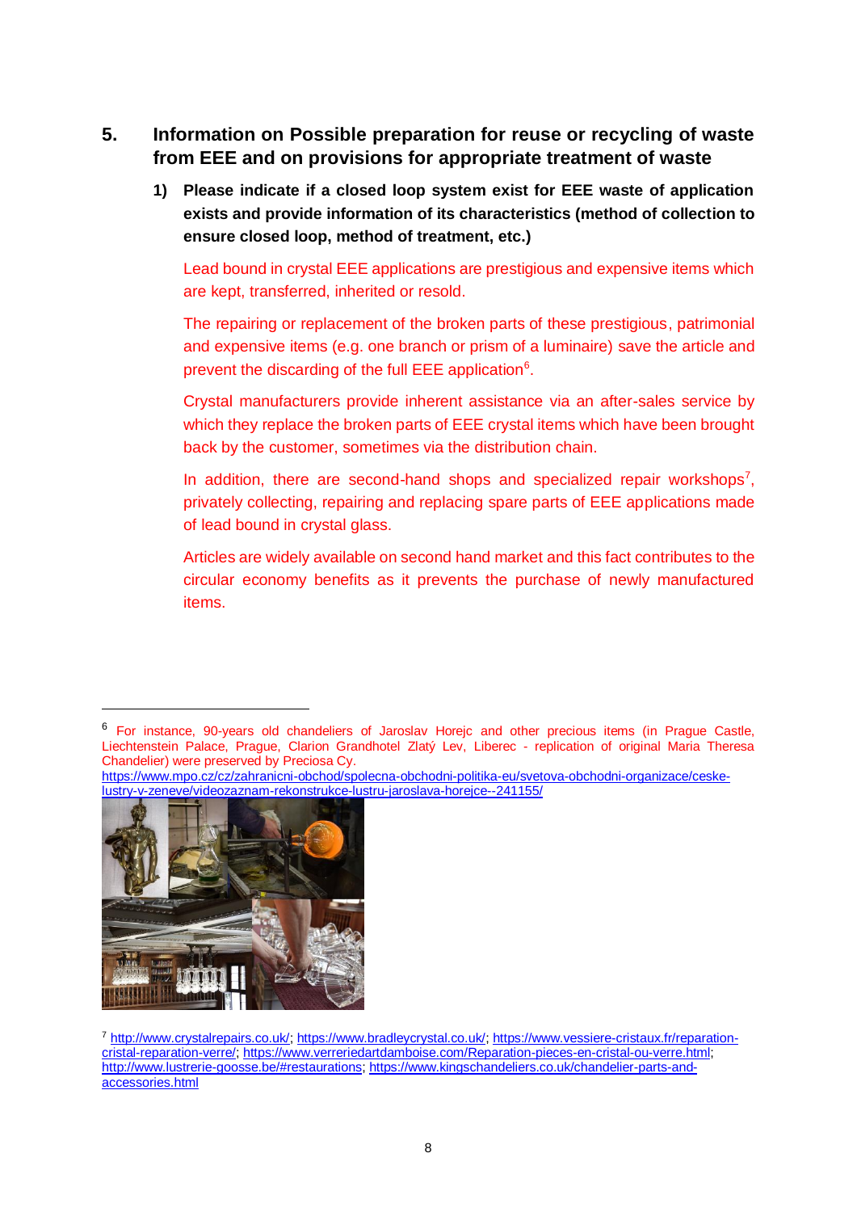## 5. Information on Possible preparation for reuse or recycling of waste from EEE and on provisions for appropriate treatment of waste

**1) Please indicate if a closed loop system exist for EEE waste of application exists and provide information of its characteristics (method of collection to ensure closed loop, method of treatment, etc.)**

Lead bound in crystal EEE applications are prestigious and expensive items which are kept, transferred, inherited or resold.

The repairing or replacement of the broken parts of these prestigious, patrimonial and expensive items (e.g. one branch or prism of a luminaire) save the article and prevent the discarding of the full EEE application[6].

Crystal manufacturers provide inherent assistance via an after-sales service by which they replace the broken parts of EEE crystal items which have been brought back by the customer, sometimes via the distribution chain.

In addition, there are second-hand shops and specialized repair workshops[7], privately collecting, repairing and replacing spare parts of EEE applications made of lead bound in crystal glass.

Articles are widely available on second hand market and this fact contributes to the circular economy benefits as it prevents the purchase of newly manufactured items.

---

[6] For instance, 90-years old chandeliers of Jaroslav Horejc and other precious items (in Prague Castle, Liechtenstein Palace, Prague, Clarion Grandhotel Zlatý Lev, Liberec - replication of original Maria Theresa Chandelier) were preserved by Preciosa Cy. https://www.mpo.cz/cz/zahranicni-obchod/spolecna-obchodni-politika-eu/svetova-obchodni-organizace/ceske-lustry-v-zeneve/videozaznam-rekonstrukce-lustru-jaroslava-horejce--241155/

[7] http://www.crystalrepairs.co.uk/; https://www.bradleycrystal.co.uk/; https://www.vessiere-cristaux.fr/reparation-cristal-reparation-verre/; https://www.verreriedartdamboise.com/Reparation-pieces-en-cristal-ou-verre.html; http://www.lustrerie-goosse.be/#restaurations; https://www.kingschandeliers.co.uk/chandelier-parts-and-accessories.html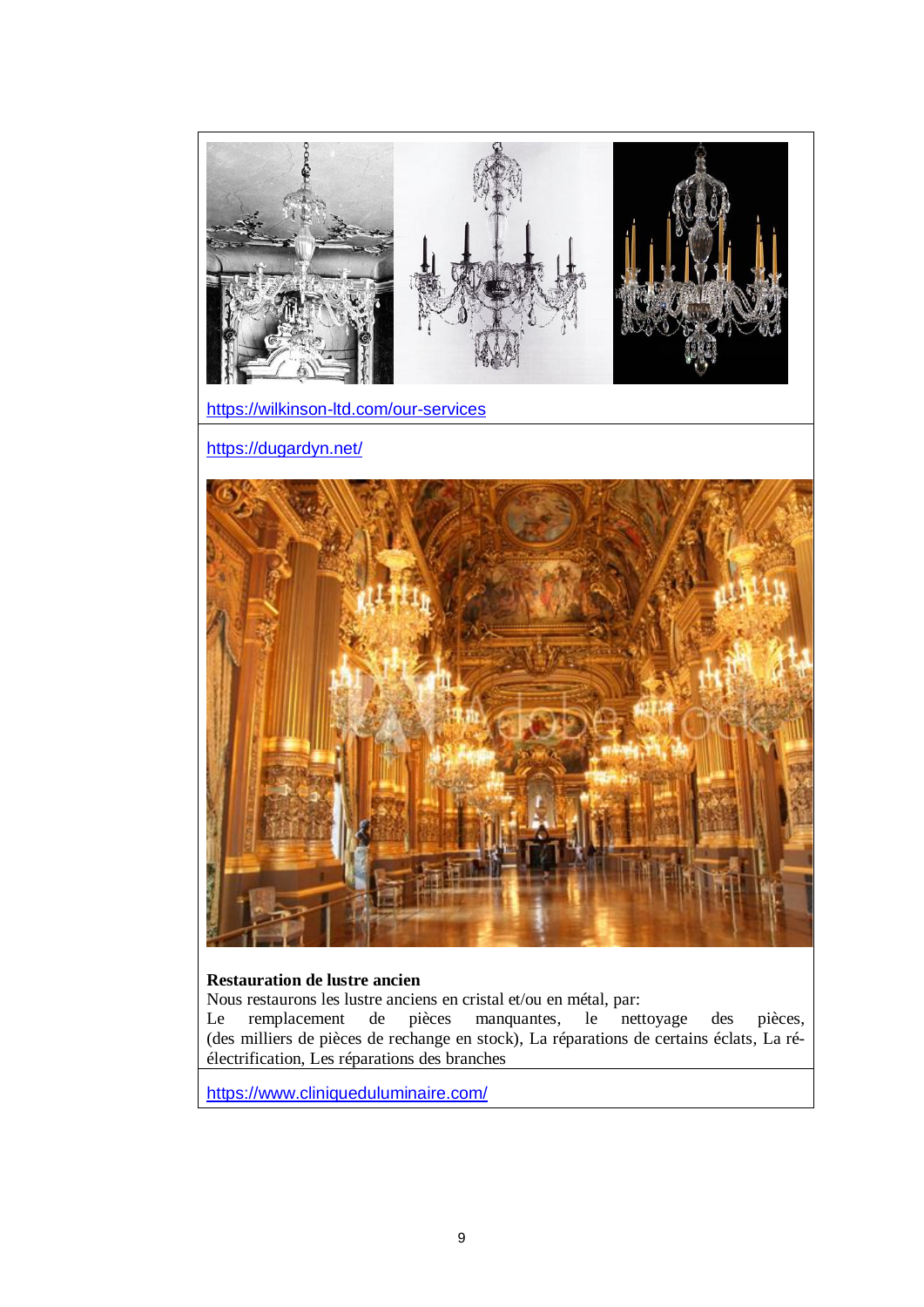https://wilkinson-ltd.com/our-services

https://dugardyn.net/

**Restauration de lustre ancien**
Nous restaurons les lustre anciens en cristal et/ou en métal, par:
Le remplacement de pièces manquantes, le nettoyage des pièces, (des milliers de pièces de rechange en stock), La réparations de certains éclats, La ré-électrification, Les réparations des branches

https://www.cliniqueduluminaire.com/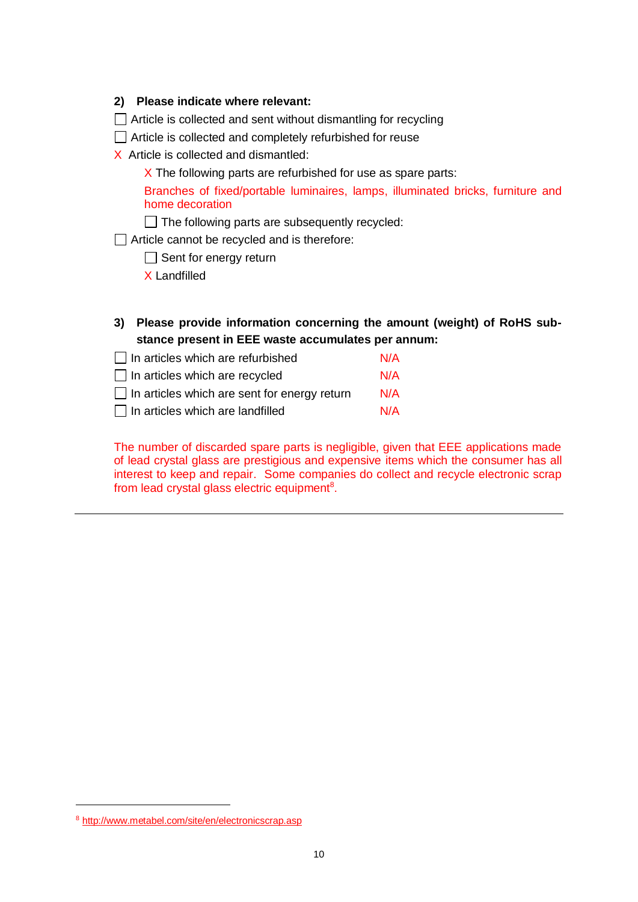**2) Please indicate where relevant:**

☐ Article is collected and sent without dismantling for recycling

☐ Article is collected and completely refurbished for reuse

X Article is collected and dismantled:

  X The following parts are refurbished for use as spare parts:

  Branches of fixed/portable luminaires, lamps, illuminated bricks, furniture and home decoration

  ☐ The following parts are subsequently recycled:

☐ Article cannot be recycled and is therefore:

  ☐ Sent for energy return

  X Landfilled

**3) Please provide information concerning the amount (weight) of RoHS substance present in EEE waste accumulates per annum:**

| | |
|---|---|
| ☐ In articles which are refurbished | N/A |
| ☐ In articles which are recycled | N/A |
| ☐ In articles which are sent for energy return | N/A |
| ☐ In articles which are landfilled | N/A |

The number of discarded spare parts is negligible, given that EEE applications made of lead crystal glass are prestigious and expensive items which the consumer has all interest to keep and repair. Some companies do collect and recycle electronic scrap from lead crystal glass electric equipment[8].

---

[8] http://www.metabel.com/site/en/electronicscrap.asp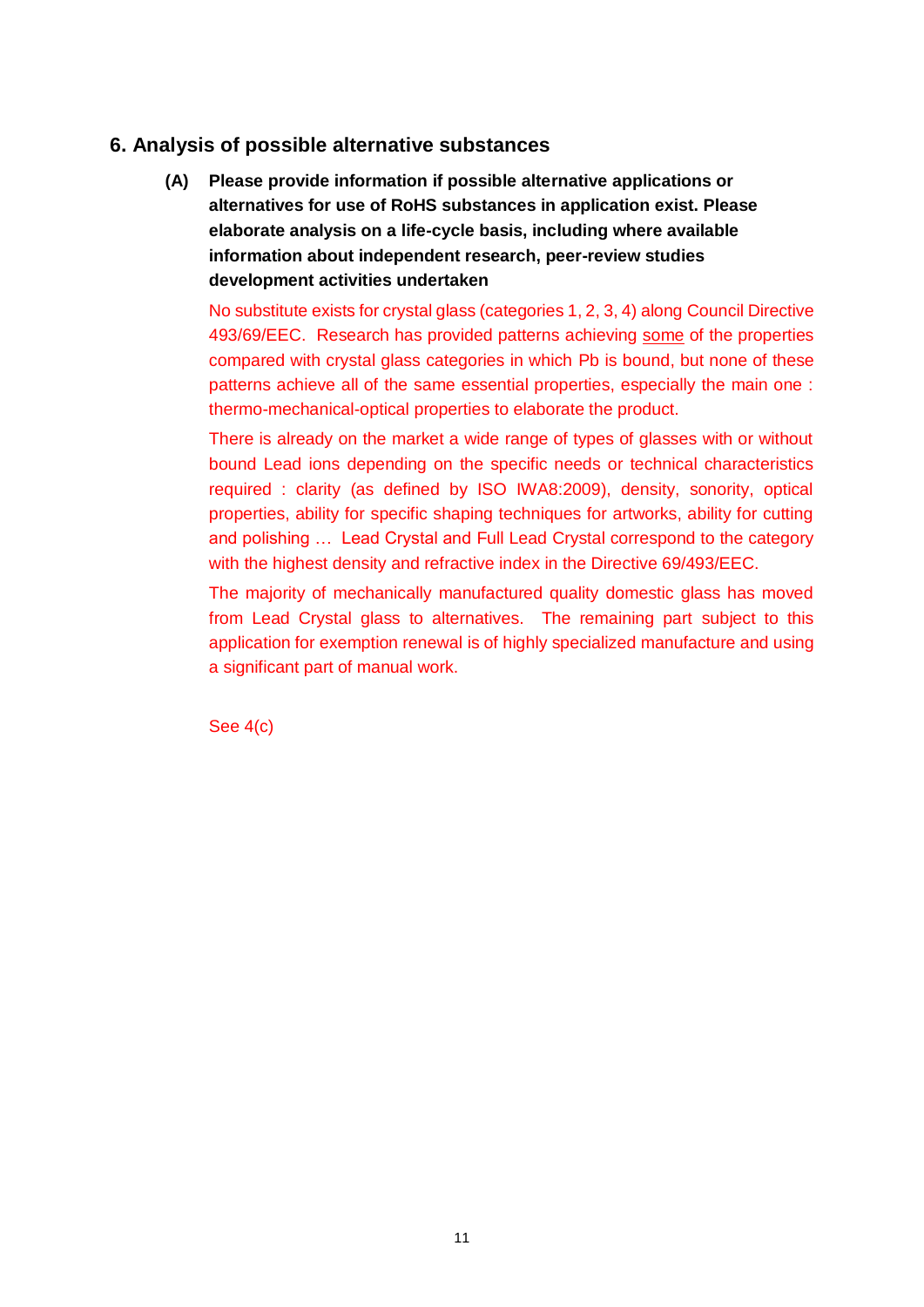## 6. Analysis of possible alternative substances

**(A) Please provide information if possible alternative applications or alternatives for use of RoHS substances in application exist. Please elaborate analysis on a life-cycle basis, including where available information about independent research, peer-review studies development activities undertaken**

No substitute exists for crystal glass (categories 1, 2, 3, 4) along Council Directive 493/69/EEC. Research has provided patterns achieving some of the properties compared with crystal glass categories in which Pb is bound, but none of these patterns achieve all of the same essential properties, especially the main one : thermo-mechanical-optical properties to elaborate the product.

There is already on the market a wide range of types of glasses with or without bound Lead ions depending on the specific needs or technical characteristics required : clarity (as defined by ISO IWA8:2009), density, sonority, optical properties, ability for specific shaping techniques for artworks, ability for cutting and polishing … Lead Crystal and Full Lead Crystal correspond to the category with the highest density and refractive index in the Directive 69/493/EEC.

The majority of mechanically manufactured quality domestic glass has moved from Lead Crystal glass to alternatives. The remaining part subject to this application for exemption renewal is of highly specialized manufacture and using a significant part of manual work.

See 4(c)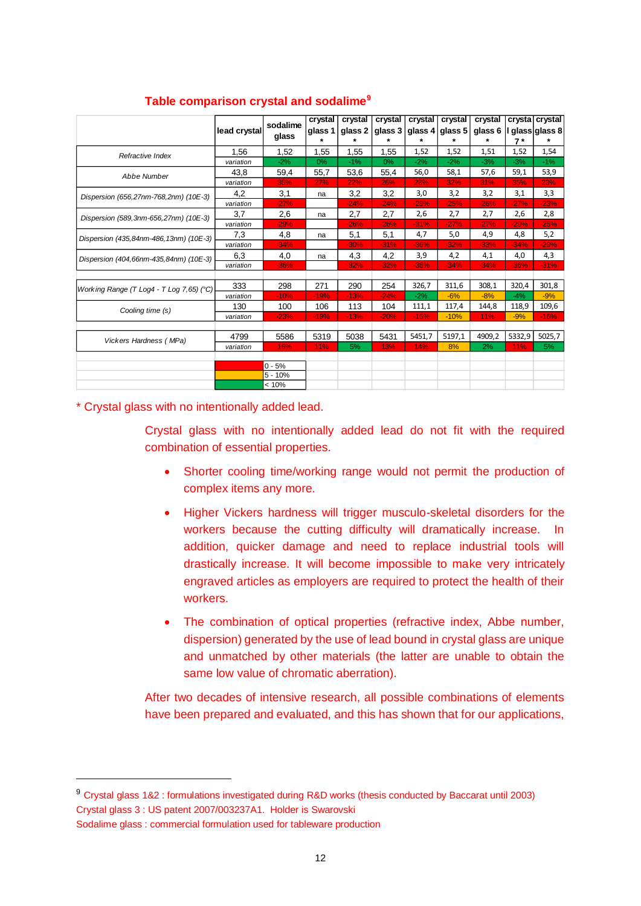## Table comparison crystal and sodalime[9]

| | lead crystal | sodalime glass | crystal glass 1 * | crystal glass 2 * | crystal glass 3 * | crystal glass 4 * | crystal glass 5 * | crystal glass 6 * | crystal glass 7 * | crystal glass 8 * |
|---|---|---|---|---|---|---|---|---|---|---|
| Refractive Index | 1,56 | 1,52 | 1,55 | 1,55 | 1,55 | 1,52 | 1,52 | 1,51 | 1,52 | 1,54 |
| | variation | -2% | 0% | -1% | 0% | -2% | -2% | -3% | -3% | -1% |
| Abbe Number | 43,8 | 59,4 | 55,7 | 53,6 | 55,4 | 56,0 | 58,1 | 57,6 | 59,1 | 53,9 |
| | variation | 35% | 27% | 22% | 26% | 28% | 32% | 31% | 35% | 23% |
| Dispersion (656,27nm-768,2nm) (10E-3) | 4,2 | 3,1 | na | 3,2 | 3,2 | 3,0 | 3,2 | 3,2 | 3,1 | 3,3 |
| | variation | -27% | | -24% | -24% | -29% | -25% | -26% | -27% | -23% |
| Dispersion (589,3nm-656,27nm) (10E-3) | 3,7 | 2,6 | na | 2,7 | 2,7 | 2,6 | 2,7 | 2,7 | 2,6 | 2,8 |
| | variation | -29% | | -26% | -26% | -31% | -27% | -27% | -29% | -25% |
| Dispersion (435,84nm-486,13nm) (10E-3) | 7,3 | 4,8 | na | 5,1 | 5,1 | 4,7 | 5,0 | 4,9 | 4,8 | 5,2 |
| | variation | -34% | | -30% | -31% | -36% | -32% | -33% | -34% | -29% |
| Dispersion (404,66nm-435,84nm) (10E-3) | 6,3 | 4,0 | na | 4,3 | 4,2 | 3,9 | 4,2 | 4,1 | 4,0 | 4,3 |
| | variation | -36% | | -32% | -32% | -38% | -34% | -34% | -36% | -31% |
| | | | | | | | | | | |
| Working Range (T Log4 - T Log 7,65) (°C) | 333 | 298 | 271 | 290 | 254 | 326,7 | 311,6 | 308,1 | 320,4 | 301,8 |
| | variation | -10% | -19% | -13% | -24% | -2% | -6% | -8% | -4% | -9% |
| Cooling time (s) | 130 | 100 | 106 | 113 | 104 | 111,1 | 117,4 | 144,8 | 118,9 | 109,6 |
| | variation | -23% | -19% | -13% | -20% | -15% | -10% | 11% | -9% | -16% |
| | | | | | | | | | | |
| Vickers Hardness ( MPa) | 4799 | 5586 | 5319 | 5038 | 5431 | 5451,7 | 5197,1 | 4909,2 | 5332,9 | 5025,7 |
| | variation | 16% | 11% | 5% | 13% | 14% | 8% | 2% | 11% | 5% |

Legend: red: 0 - 5%; yellow: 5 - 10%; green: < 10%

\* Crystal glass with no intentionally added lead.

Crystal glass with no intentionally added lead do not fit with the required combination of essential properties.

- Shorter cooling time/working range would not permit the production of complex items any more.
- Higher Vickers hardness will trigger musculo-skeletal disorders for the workers because the cutting difficulty will dramatically increase. In addition, quicker damage and need to replace industrial tools will drastically increase. It will become impossible to make very intricately engraved articles as employers are required to protect the health of their workers.
- The combination of optical properties (refractive index, Abbe number, dispersion) generated by the use of lead bound in crystal glass are unique and unmatched by other materials (the latter are unable to obtain the same low value of chromatic aberration).

After two decades of intensive research, all possible combinations of elements have been prepared and evaluated, and this has shown that for our applications,

---

[9] Crystal glass 1&2 : formulations investigated during R&D works (thesis conducted by Baccarat until 2003)
Crystal glass 3 : US patent 2007/003237A1. Holder is Swarovski
Sodalime glass : commercial formulation used for tableware production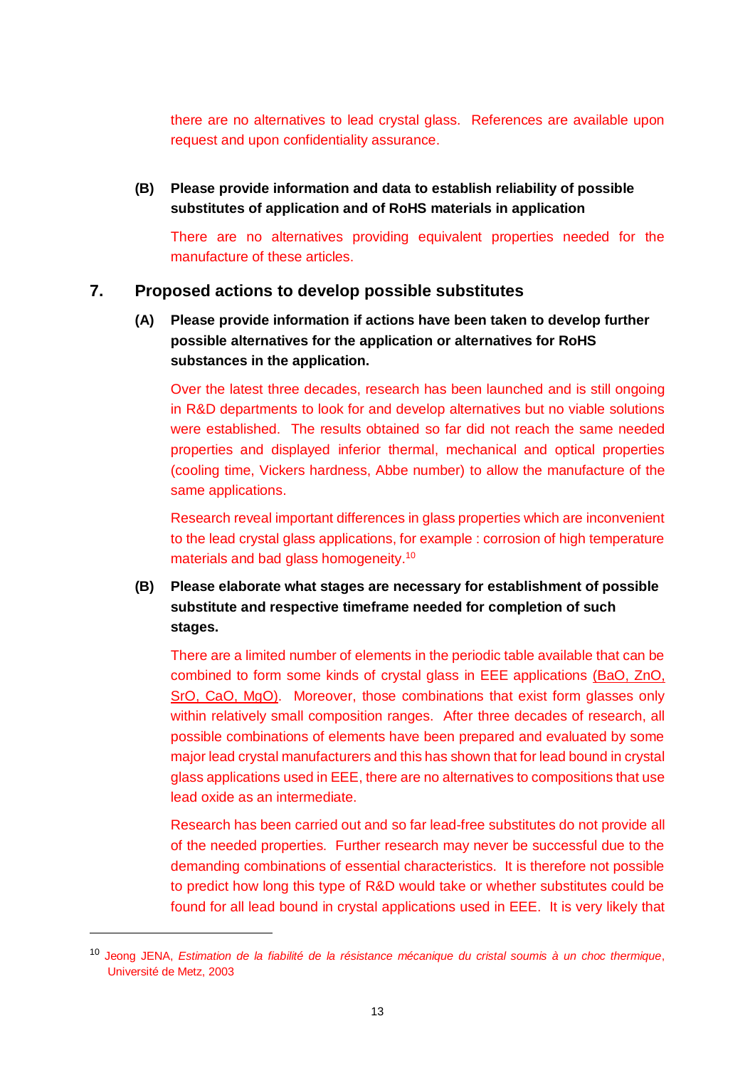there are no alternatives to lead crystal glass. References are available upon request and upon confidentiality assurance.

**(B) Please provide information and data to establish reliability of possible substitutes of application and of RoHS materials in application**

There are no alternatives providing equivalent properties needed for the manufacture of these articles.

## 7. Proposed actions to develop possible substitutes

**(A) Please provide information if actions have been taken to develop further possible alternatives for the application or alternatives for RoHS substances in the application.**

Over the latest three decades, research has been launched and is still ongoing in R&D departments to look for and develop alternatives but no viable solutions were established. The results obtained so far did not reach the same needed properties and displayed inferior thermal, mechanical and optical properties (cooling time, Vickers hardness, Abbe number) to allow the manufacture of the same applications.

Research reveal important differences in glass properties which are inconvenient to the lead crystal glass applications, for example : corrosion of high temperature materials and bad glass homogeneity.[10]

**(B) Please elaborate what stages are necessary for establishment of possible substitute and respective timeframe needed for completion of such stages.**

There are a limited number of elements in the periodic table available that can be combined to form some kinds of crystal glass in EEE applications (BaO, ZnO, SrO, CaO, MgO). Moreover, those combinations that exist form glasses only within relatively small composition ranges. After three decades of research, all possible combinations of elements have been prepared and evaluated by some major lead crystal manufacturers and this has shown that for lead bound in crystal glass applications used in EEE, there are no alternatives to compositions that use lead oxide as an intermediate.

Research has been carried out and so far lead-free substitutes do not provide all of the needed properties. Further research may never be successful due to the demanding combinations of essential characteristics. It is therefore not possible to predict how long this type of R&D would take or whether substitutes could be found for all lead bound in crystal applications used in EEE. It is very likely that

---

[10] Jeong JENA, *Estimation de la fiabilité de la résistance mécanique du cristal soumis à un choc thermique*, Université de Metz, 2003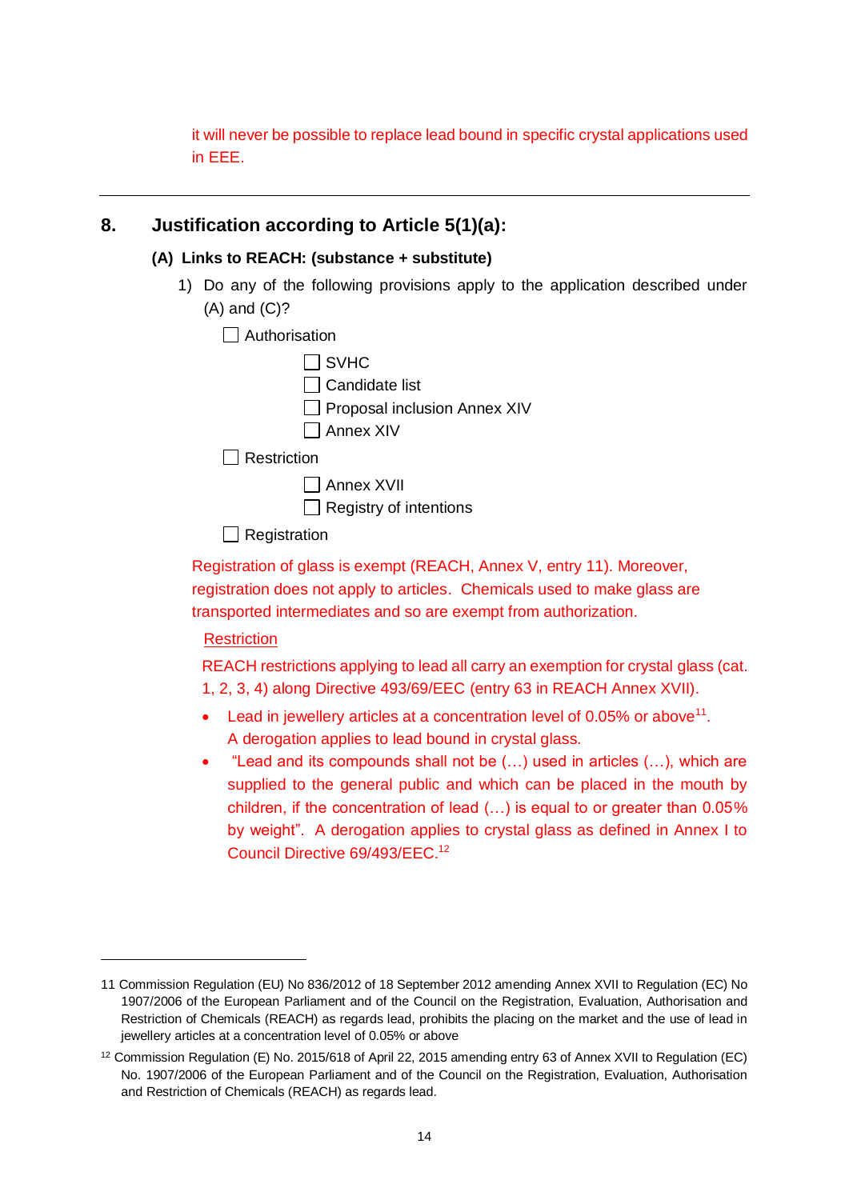it will never be possible to replace lead bound in specific crystal applications used in EEE.

---

## 8. Justification according to Article 5(1)(a):

### (A) Links to REACH: (substance + substitute)

1) Do any of the following provisions apply to the application described under (A) and (C)?

- [ ] Authorisation
  - [ ] SVHC
  - [ ] Candidate list
  - [ ] Proposal inclusion Annex XIV
  - [ ] Annex XIV
- [ ] Restriction
  - [ ] Annex XVII
  - [ ] Registry of intentions
- [ ] Registration

Registration of glass is exempt (REACH, Annex V, entry 11). Moreover, registration does not apply to articles. Chemicals used to make glass are transported intermediates and so are exempt from authorization.

Restriction

REACH restrictions applying to lead all carry an exemption for crystal glass (cat. 1, 2, 3, 4) along Directive 493/69/EEC (entry 63 in REACH Annex XVII).

- Lead in jewellery articles at a concentration level of 0.05% or above[11]. A derogation applies to lead bound in crystal glass.
- "Lead and its compounds shall not be (…) used in articles (…), which are supplied to the general public and which can be placed in the mouth by children, if the concentration of lead (…) is equal to or greater than 0.05% by weight". A derogation applies to crystal glass as defined in Annex I to Council Directive 69/493/EEC.[12]

---

11 Commission Regulation (EU) No 836/2012 of 18 September 2012 amending Annex XVII to Regulation (EC) No 1907/2006 of the European Parliament and of the Council on the Registration, Evaluation, Authorisation and Restriction of Chemicals (REACH) as regards lead, prohibits the placing on the market and the use of lead in jewellery articles at a concentration level of 0.05% or above

12 Commission Regulation (E) No. 2015/618 of April 22, 2015 amending entry 63 of Annex XVII to Regulation (EC) No. 1907/2006 of the European Parliament and of the Council on the Registration, Evaluation, Authorisation and Restriction of Chemicals (REACH) as regards lead.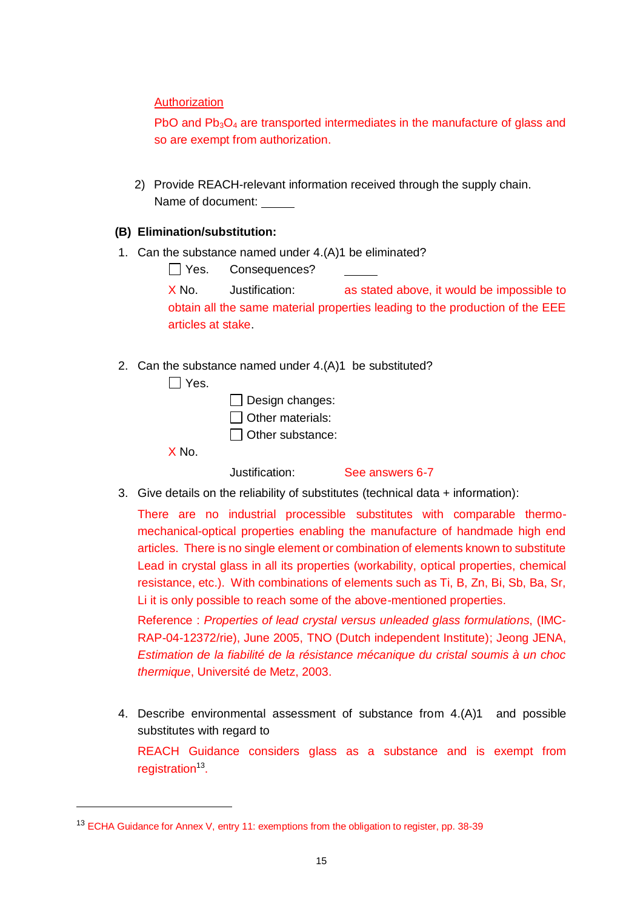Authorization

PbO and $Pb_3O_4$ are transported intermediates in the manufacture of glass and so are exempt from authorization.

2) Provide REACH-relevant information received through the supply chain.
   Name of document: _____

**(B) Elimination/substitution:**

1. Can the substance named under 4.(A)1 be eliminated?

   ☐ Yes. Consequences? _____

   X No. Justification: as stated above, it would be impossible to obtain all the same material properties leading to the production of the EEE articles at stake.

2. Can the substance named under 4.(A)1 be substituted?

   ☐ Yes.

   ☐ Design changes:

   ☐ Other materials:

   ☐ Other substance:

   X No.

   Justification: See answers 6-7

3. Give details on the reliability of substitutes (technical data + information):

   There are no industrial processible substitutes with comparable thermo-mechanical-optical properties enabling the manufacture of handmade high end articles. There is no single element or combination of elements known to substitute Lead in crystal glass in all its properties (workability, optical properties, chemical resistance, etc.). With combinations of elements such as Ti, B, Zn, Bi, Sb, Ba, Sr, Li it is only possible to reach some of the above-mentioned properties.

   Reference : *Properties of lead crystal versus unleaded glass formulations*, (IMC-RAP-04-12372/rie), June 2005, TNO (Dutch independent Institute); Jeong JENA, *Estimation de la fiabilité de la résistance mécanique du cristal soumis à un choc thermique*, Université de Metz, 2003.

4. Describe environmental assessment of substance from 4.(A)1 and possible substitutes with regard to

   REACH Guidance considers glass as a substance and is exempt from registration[13].

[13] ECHA Guidance for Annex V, entry 11: exemptions from the obligation to register, pp. 38-39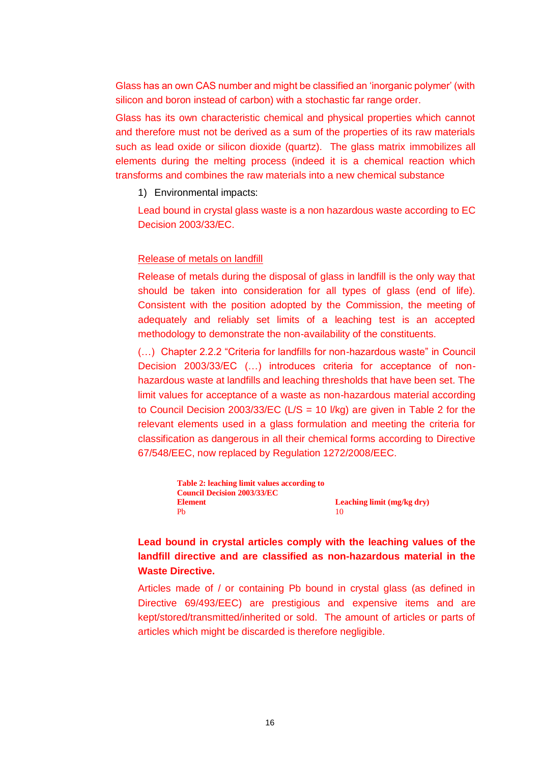Glass has an own CAS number and might be classified an 'inorganic polymer' (with silicon and boron instead of carbon) with a stochastic far range order.

Glass has its own characteristic chemical and physical properties which cannot and therefore must not be derived as a sum of the properties of its raw materials such as lead oxide or silicon dioxide (quartz). The glass matrix immobilizes all elements during the melting process (indeed it is a chemical reaction which transforms and combines the raw materials into a new chemical substance

1) Environmental impacts:

Lead bound in crystal glass waste is a non hazardous waste according to EC Decision 2003/33/EC.

<u>Release of metals on landfill</u>

Release of metals during the disposal of glass in landfill is the only way that should be taken into consideration for all types of glass (end of life). Consistent with the position adopted by the Commission, the meeting of adequately and reliably set limits of a leaching test is an accepted methodology to demonstrate the non-availability of the constituents.

(…) Chapter 2.2.2 "Criteria for landfills for non-hazardous waste" in Council Decision 2003/33/EC (…) introduces criteria for acceptance of non-hazardous waste at landfills and leaching thresholds that have been set. The limit values for acceptance of a waste as non-hazardous material according to Council Decision 2003/33/EC (L/S = 10 l/kg) are given in Table 2 for the relevant elements used in a glass formulation and meeting the criteria for classification as dangerous in all their chemical forms according to Directive 67/548/EEC, now replaced by Regulation 1272/2008/EEC.

**Table 2: leaching limit values according to Council Decision 2003/33/EC**

| Element | Leaching limit (mg/kg dry) |
|---|---|
| Pb | 10 |

**Lead bound in crystal articles comply with the leaching values of the landfill directive and are classified as non-hazardous material in the Waste Directive.**

Articles made of / or containing Pb bound in crystal glass (as defined in Directive 69/493/EEC) are prestigious and expensive items and are kept/stored/transmitted/inherited or sold. The amount of articles or parts of articles which might be discarded is therefore negligible.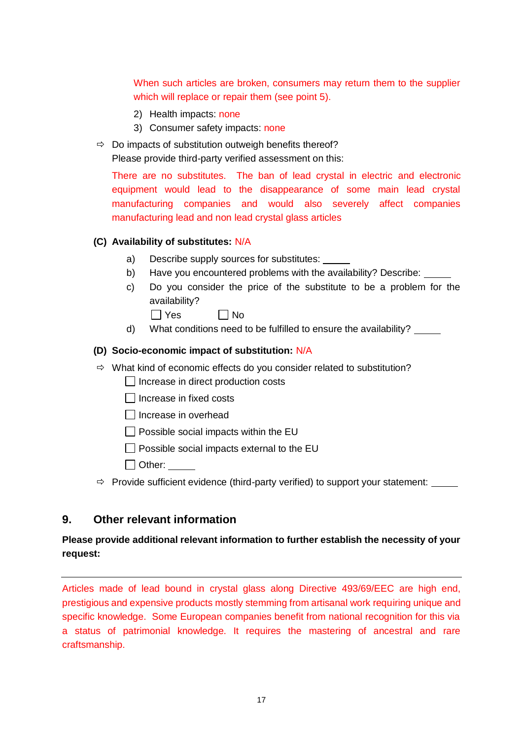When such articles are broken, consumers may return them to the supplier which will replace or repair them (see point 5).

2) Health impacts: none
3) Consumer safety impacts: none

⇨ Do impacts of substitution outweigh benefits thereof?
Please provide third-party verified assessment on this:

There are no substitutes. The ban of lead crystal in electric and electronic equipment would lead to the disappearance of some main lead crystal manufacturing companies and would also severely affect companies manufacturing lead and non lead crystal glass articles

**(C) Availability of substitutes:** N/A

a) Describe supply sources for substitutes: _____
b) Have you encountered problems with the availability? Describe: _____
c) Do you consider the price of the substitute to be a problem for the availability?

☐ Yes ☐ No

d) What conditions need to be fulfilled to ensure the availability? _____

**(D) Socio-economic impact of substitution:** N/A

⇨ What kind of economic effects do you consider related to substitution?

☐ Increase in direct production costs

☐ Increase in fixed costs

☐ Increase in overhead

☐ Possible social impacts within the EU

☐ Possible social impacts external to the EU

☐ Other: _____

⇨ Provide sufficient evidence (third-party verified) to support your statement: _____

## 9. Other relevant information

**Please provide additional relevant information to further establish the necessity of your request:**

---

Articles made of lead bound in crystal glass along Directive 493/69/EEC are high end, prestigious and expensive products mostly stemming from artisanal work requiring unique and specific knowledge. Some European companies benefit from national recognition for this via a status of patrimonial knowledge. It requires the mastering of ancestral and rare craftsmanship.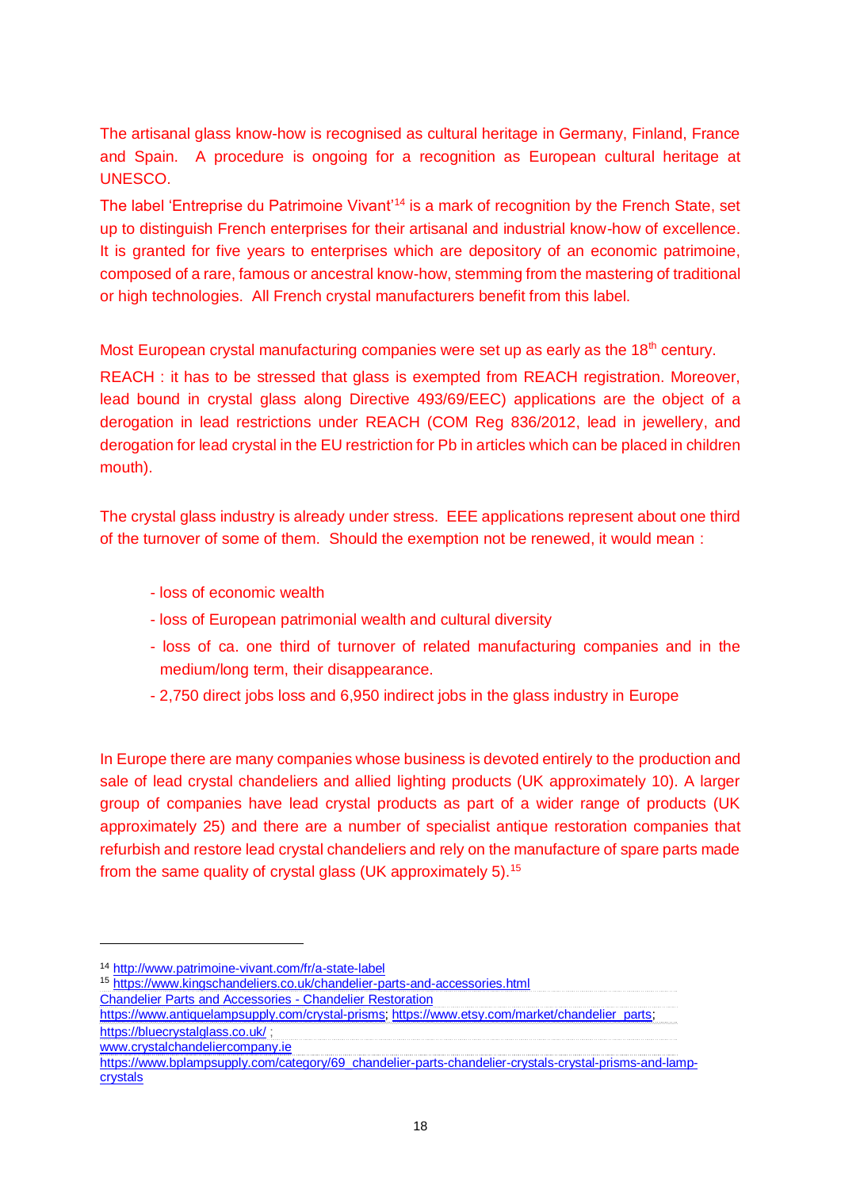The artisanal glass know-how is recognised as cultural heritage in Germany, Finland, France and Spain. A procedure is ongoing for a recognition as European cultural heritage at UNESCO.

The label 'Entreprise du Patrimoine Vivant'[14] is a mark of recognition by the French State, set up to distinguish French enterprises for their artisanal and industrial know-how of excellence. It is granted for five years to enterprises which are depository of an economic patrimoine, composed of a rare, famous or ancestral know-how, stemming from the mastering of traditional or high technologies. All French crystal manufacturers benefit from this label.

Most European crystal manufacturing companies were set up as early as the 18th century.

REACH : it has to be stressed that glass is exempted from REACH registration. Moreover, lead bound in crystal glass along Directive 493/69/EEC) applications are the object of a derogation in lead restrictions under REACH (COM Reg 836/2012, lead in jewellery, and derogation for lead crystal in the EU restriction for Pb in articles which can be placed in children mouth).

The crystal glass industry is already under stress. EEE applications represent about one third of the turnover of some of them. Should the exemption not be renewed, it would mean :

- loss of economic wealth
- loss of European patrimonial wealth and cultural diversity
- loss of ca. one third of turnover of related manufacturing companies and in the medium/long term, their disappearance.
- 2,750 direct jobs loss and 6,950 indirect jobs in the glass industry in Europe

In Europe there are many companies whose business is devoted entirely to the production and sale of lead crystal chandeliers and allied lighting products (UK approximately 10). A larger group of companies have lead crystal products as part of a wider range of products (UK approximately 25) and there are a number of specialist antique restoration companies that refurbish and restore lead crystal chandeliers and rely on the manufacture of spare parts made from the same quality of crystal glass (UK approximately 5).[15]

---

[14] http://www.patrimoine-vivant.com/fr/a-state-label

[15] https://www.kingschandeliers.co.uk/chandelier-parts-and-accessories.html
Chandelier Parts and Accessories - Chandelier Restoration
https://www.antiquelampsupply.com/crystal-prisms; https://www.etsy.com/market/chandelier_parts;
https://bluecrystalglass.co.uk/ ;
www.crystalchandeliercompany.ie
https://www.bplampsupply.com/category/69_chandelier-parts-chandelier-crystals-crystal-prisms-and-lamp-crystals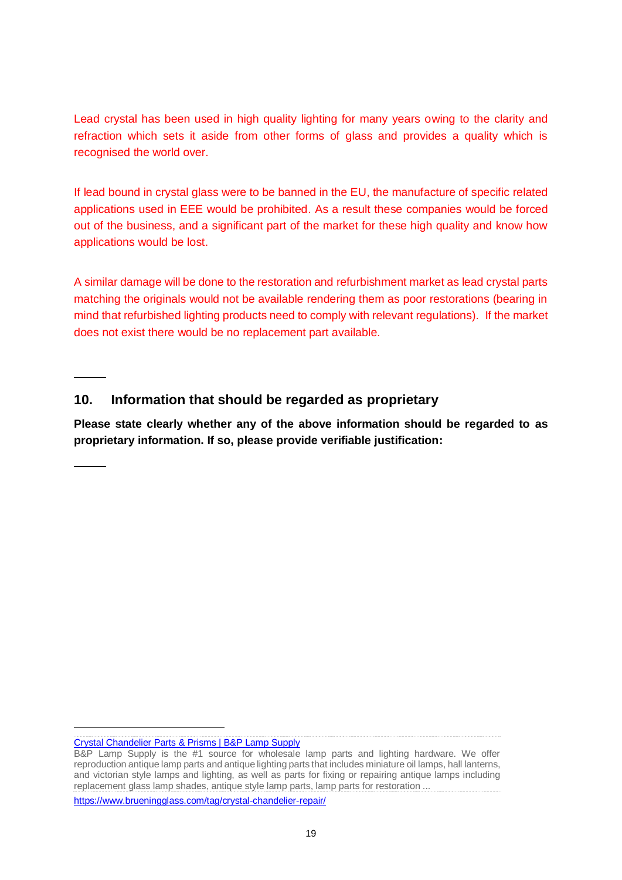Lead crystal has been used in high quality lighting for many years owing to the clarity and refraction which sets it aside from other forms of glass and provides a quality which is recognised the world over.

If lead bound in crystal glass were to be banned in the EU, the manufacture of specific related applications used in EEE would be prohibited. As a result these companies would be forced out of the business, and a significant part of the market for these high quality and know how applications would be lost.

A similar damage will be done to the restoration and refurbishment market as lead crystal parts matching the originals would not be available rendering them as poor restorations (bearing in mind that refurbished lighting products need to comply with relevant regulations). If the market does not exist there would be no replacement part available.

---

## 10. Information that should be regarded as proprietary

**Please state clearly whether any of the above information should be regarded to as proprietary information. If so, please provide verifiable justification:**

---

[Crystal Chandelier Parts & Prisms | B&P Lamp Supply](Crystal Chandelier Parts & Prisms | B&P Lamp Supply)

B&P Lamp Supply is the #1 source for wholesale lamp parts and lighting hardware. We offer reproduction antique lamp parts and antique lighting parts that includes miniature oil lamps, hall lanterns, and victorian style lamps and lighting, as well as parts for fixing or repairing antique lamps including replacement glass lamp shades, antique style lamp parts, lamp parts for restoration ...

https://www.brueningglass.com/tag/crystal-chandelier-repair/